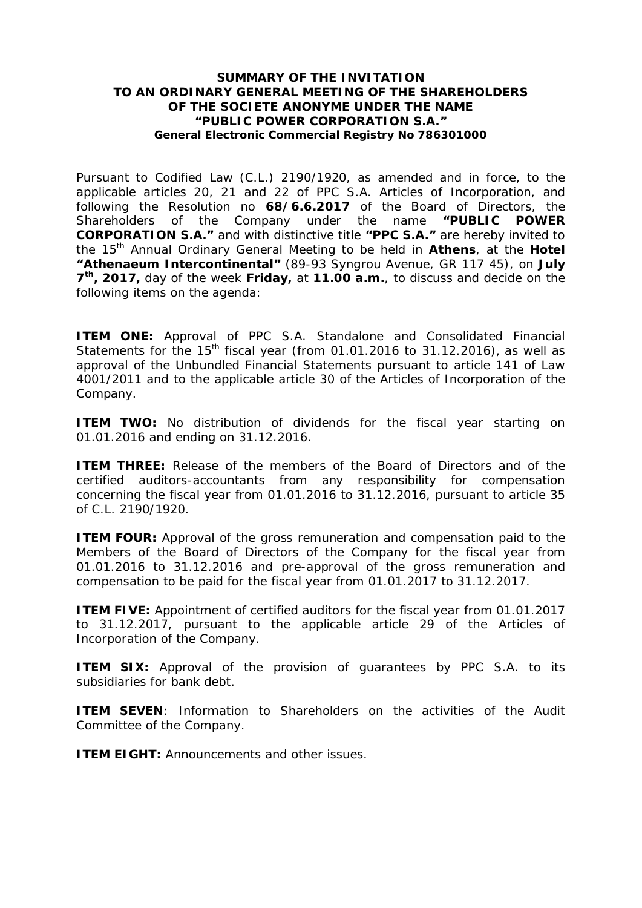# SUMMARY OF THE INVITATION TO AN ORDINARY GENERAL MEETING OF THE SHAREHOLDERS OF THE SOCIETE ANONYME UNDER THE NAME "PUBLIC POWER CORPORATION S.A."

**General Electronic Commercial Registry No 786301000**

Pursuant to Codified Law (C.L.) 2190/1920, as amended and in force, to the applicable articles 20, 21 and 22 of PPC S.A. Articles of Incorporation, and following the Resolution no **68/6.6.2017** of the Board of Directors, the Shareholders of the Company under the name **"PUBLIC POWER CORPORATION S.A."** and with distinctive title **"PPC S.A."** are hereby invited to the 15th Annual Ordinary General Meeting to be held in **Athens**, at the **Hotel "Athenaeum Intercontinental"** (89-93 Syngrou Avenue, GR 117 45), on **July 7th, 2017,** day of the week **Friday,** at **11.00 a.m.**, to discuss and decide on the following items on the agenda:

**ITEM ONE:** Approval of PPC S.A. Standalone and Consolidated Financial Statements for the 15th fiscal year (from 01.01.2016 to 31.12.2016), as well as approval of the Unbundled Financial Statements pursuant to article 141 of Law 4001/2011 and to the applicable article 30 of the Articles of Incorporation of the Company.

**ITEM TWO:** No distribution of dividends for the fiscal year starting on 01.01.2016 and ending on 31.12.2016.

**ITEM THREE:** Release of the members of the Board of Directors and of the certified auditors-accountants from any responsibility for compensation concerning the fiscal year from 01.01.2016 to 31.12.2016, pursuant to article 35 of C.L. 2190/1920.

**ITEM FOUR:** Approval of the gross remuneration and compensation paid to the Members of the Board of Directors of the Company for the fiscal year from 01.01.2016 to 31.12.2016 and pre-approval of the gross remuneration and compensation to be paid for the fiscal year from 01.01.2017 to 31.12.2017.

**ITEM FIVE:** Appointment of certified auditors for the fiscal year from 01.01.2017 to 31.12.2017, pursuant to the applicable article 29 of the Articles of Incorporation of the Company.

**ITEM SIX:** Approval of the provision of guarantees by PPC S.A. to its subsidiaries for bank debt.

**ITEM SEVEN**: Information to Shareholders on the activities of the Audit Committee of the Company.

**ITEM EIGHT:** Announcements and other issues.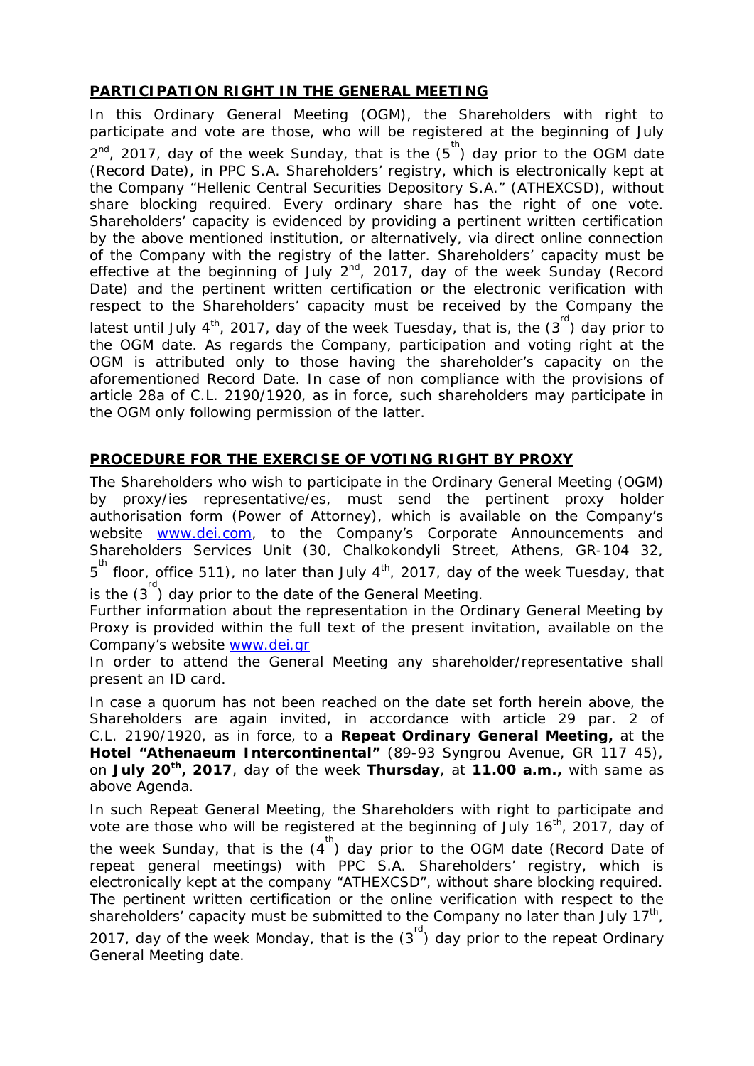## PARTICIPATION RIGHT IN THE GENERAL MEETING

In this Ordinary General Meeting (OGM), the Shareholders with right to participate and vote are those, who will be registered at the beginning of July 2nd, 2017, day of the week Sunday, that is the (5th) day prior to the OGM date (Record Date), in PPC S.A. Shareholders' registry, which is electronically kept at the Company "Hellenic Central Securities Depository S.A." (ATHEXCSD), without share blocking required. Every ordinary share has the right of one vote. Shareholders' capacity is evidenced by providing a pertinent written certification by the above mentioned institution, or alternatively, via direct online connection of the Company with the registry of the latter. Shareholders' capacity must be effective at the beginning of July 2nd, 2017, day of the week Sunday (Record Date) and the pertinent written certification or the electronic verification with respect to the Shareholders' capacity must be received by the Company the latest until July 4th, 2017, day of the week Tuesday, that is, the (3rd) day prior to the OGM date. As regards the Company, participation and voting right at the OGM is attributed only to those having the shareholder's capacity on the aforementioned Record Date. In case of non compliance with the provisions of article 28a of C.L. 2190/1920, as in force, such shareholders may participate in the OGM only following permission of the latter.

## PROCEDURE FOR THE EXERCISE OF VOTING RIGHT BY PROXY

The Shareholders who wish to participate in the Ordinary General Meeting (OGM) by proxy/ies representative/es, must send the pertinent proxy holder authorisation form (Power of Attorney), which is available on the Company's website www.dei.com, to the Company's Corporate Announcements and Shareholders Services Unit (30, Chalkokondyli Street, Athens, GR-104 32, 5th floor, office 511), no later than July 4th, 2017, day of the week Tuesday, that is the (3rd) day prior to the date of the General Meeting.

Further information about the representation in the Ordinary General Meeting by Proxy is provided within the full text of the present invitation, available on the Company's website www.dei.gr

In order to attend the General Meeting any shareholder/representative shall present an ID card.

In case a quorum has not been reached on the date set forth herein above, the Shareholders are again invited, in accordance with article 29 par. 2 of C.L. 2190/1920, as in force, to a **Repeat Ordinary General Meeting,** at the **Hotel "Athenaeum Intercontinental"** (89-93 Syngrou Avenue, GR 117 45), on **July 20th, 2017**, day of the week **Thursday**, at **11.00 a.m.,** with same as above Agenda.

In such Repeat General Meeting, the Shareholders with right to participate and vote are those who will be registered at the beginning of July 16th, 2017, day of the week Sunday, that is the (4th) day prior to the OGM date (Record Date of repeat general meetings) with PPC S.A. Shareholders' registry, which is electronically kept at the company "ATHEXCSD", without share blocking required. The pertinent written certification or the online verification with respect to the shareholders' capacity must be submitted to the Company no later than July 17th, 2017, day of the week Monday, that is the (3rd) day prior to the repeat Ordinary General Meeting date.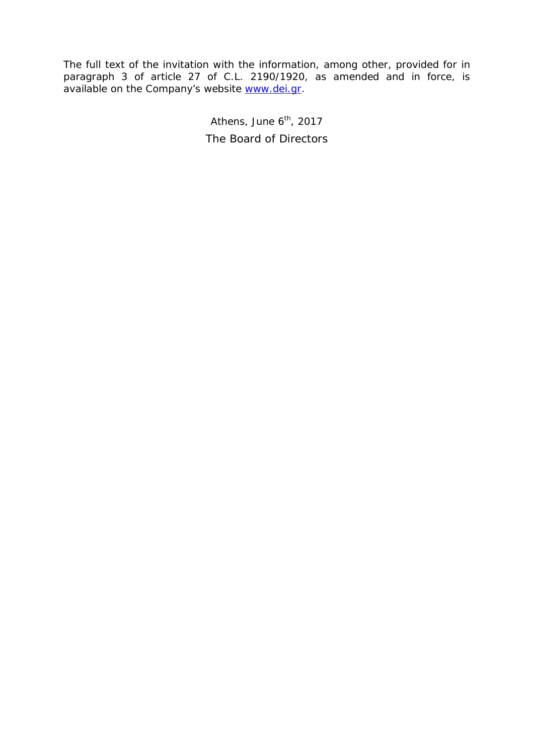The full text of the invitation with the information, among other, provided for in paragraph 3 of article 27 of C.L. 2190/1920, as amended and in force, is available on the Company's website [www.dei.gr](http://www.dei.gr).

Athens, June 6th, 2017

The Board of Directors